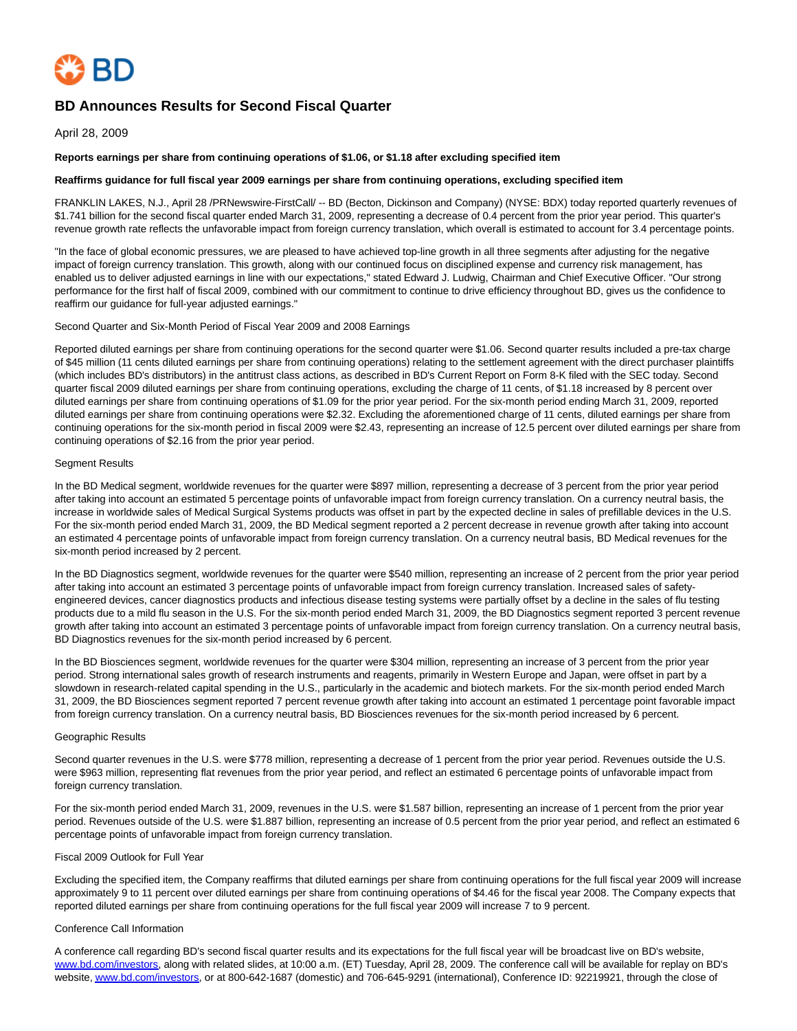# BD Announces Results for Second Fiscal Quarter

April 28, 2009

**Reports earnings per share from continuing operations of $1.06, or $1.18 after excluding specified item**

**Reaffirms guidance for full fiscal year 2009 earnings per share from continuing operations, excluding specified item**

FRANKLIN LAKES, N.J., April 28 /PRNewswire-FirstCall/ -- BD (Becton, Dickinson and Company) (NYSE: BDX) today reported quarterly revenues of $1.741 billion for the second fiscal quarter ended March 31, 2009, representing a decrease of 0.4 percent from the prior year period. This quarter's revenue growth rate reflects the unfavorable impact from foreign currency translation, which overall is estimated to account for 3.4 percentage points.

"In the face of global economic pressures, we are pleased to have achieved top-line growth in all three segments after adjusting for the negative impact of foreign currency translation. This growth, along with our continued focus on disciplined expense and currency risk management, has enabled us to deliver adjusted earnings in line with our expectations," stated Edward J. Ludwig, Chairman and Chief Executive Officer. "Our strong performance for the first half of fiscal 2009, combined with our commitment to continue to drive efficiency throughout BD, gives us the confidence to reaffirm our guidance for full-year adjusted earnings."

Second Quarter and Six-Month Period of Fiscal Year 2009 and 2008 Earnings

Reported diluted earnings per share from continuing operations for the second quarter were $1.06. Second quarter results included a pre-tax charge of $45 million (11 cents diluted earnings per share from continuing operations) relating to the settlement agreement with the direct purchaser plaintiffs (which includes BD's distributors) in the antitrust class actions, as described in BD's Current Report on Form 8-K filed with the SEC today. Second quarter fiscal 2009 diluted earnings per share from continuing operations, excluding the charge of 11 cents, of $1.18 increased by 8 percent over diluted earnings per share from continuing operations of $1.09 for the prior year period. For the six-month period ending March 31, 2009, reported diluted earnings per share from continuing operations were $2.32. Excluding the aforementioned charge of 11 cents, diluted earnings per share from continuing operations for the six-month period in fiscal 2009 were $2.43, representing an increase of 12.5 percent over diluted earnings per share from continuing operations of $2.16 from the prior year period.

Segment Results

In the BD Medical segment, worldwide revenues for the quarter were $897 million, representing a decrease of 3 percent from the prior year period after taking into account an estimated 5 percentage points of unfavorable impact from foreign currency translation. On a currency neutral basis, the increase in worldwide sales of Medical Surgical Systems products was offset in part by the expected decline in sales of prefillable devices in the U.S. For the six-month period ended March 31, 2009, the BD Medical segment reported a 2 percent decrease in revenue growth after taking into account an estimated 4 percentage points of unfavorable impact from foreign currency translation. On a currency neutral basis, BD Medical revenues for the six-month period increased by 2 percent.

In the BD Diagnostics segment, worldwide revenues for the quarter were $540 million, representing an increase of 2 percent from the prior year period after taking into account an estimated 3 percentage points of unfavorable impact from foreign currency translation. Increased sales of safety-engineered devices, cancer diagnostics products and infectious disease testing systems were partially offset by a decline in the sales of flu testing products due to a mild flu season in the U.S. For the six-month period ended March 31, 2009, the BD Diagnostics segment reported 3 percent revenue growth after taking into account an estimated 3 percentage points of unfavorable impact from foreign currency translation. On a currency neutral basis, BD Diagnostics revenues for the six-month period increased by 6 percent.

In the BD Biosciences segment, worldwide revenues for the quarter were $304 million, representing an increase of 3 percent from the prior year period. Strong international sales growth of research instruments and reagents, primarily in Western Europe and Japan, were offset in part by a slowdown in research-related capital spending in the U.S., particularly in the academic and biotech markets. For the six-month period ended March 31, 2009, the BD Biosciences segment reported 7 percent revenue growth after taking into account an estimated 1 percentage point favorable impact from foreign currency translation. On a currency neutral basis, BD Biosciences revenues for the six-month period increased by 6 percent.

Geographic Results

Second quarter revenues in the U.S. were $778 million, representing a decrease of 1 percent from the prior year period. Revenues outside the U.S. were $963 million, representing flat revenues from the prior year period, and reflect an estimated 6 percentage points of unfavorable impact from foreign currency translation.

For the six-month period ended March 31, 2009, revenues in the U.S. were $1.587 billion, representing an increase of 1 percent from the prior year period. Revenues outside of the U.S. were $1.887 billion, representing an increase of 0.5 percent from the prior year period, and reflect an estimated 6 percentage points of unfavorable impact from foreign currency translation.

Fiscal 2009 Outlook for Full Year

Excluding the specified item, the Company reaffirms that diluted earnings per share from continuing operations for the full fiscal year 2009 will increase approximately 9 to 11 percent over diluted earnings per share from continuing operations of $4.46 for the fiscal year 2008. The Company expects that reported diluted earnings per share from continuing operations for the full fiscal year 2009 will increase 7 to 9 percent.

Conference Call Information

A conference call regarding BD's second fiscal quarter results and its expectations for the full fiscal year will be broadcast live on BD's website, www.bd.com/investors, along with related slides, at 10:00 a.m. (ET) Tuesday, April 28, 2009. The conference call will be available for replay on BD's website, www.bd.com/investors, or at 800-642-1687 (domestic) and 706-645-9291 (international), Conference ID: 92219921, through the close of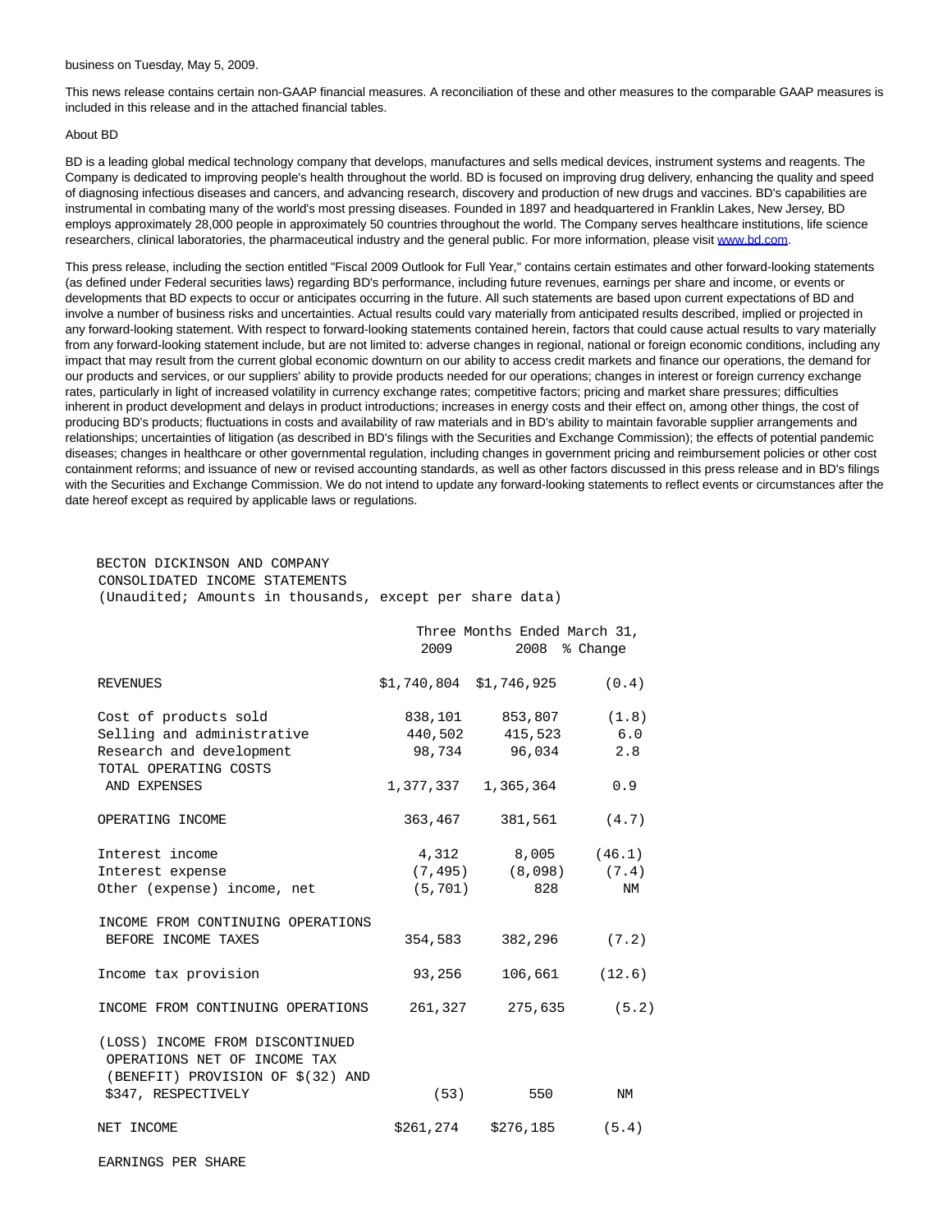business on Tuesday, May 5, 2009.

This news release contains certain non-GAAP financial measures. A reconciliation of these and other measures to the comparable GAAP measures is included in this release and in the attached financial tables.

About BD

BD is a leading global medical technology company that develops, manufactures and sells medical devices, instrument systems and reagents. The Company is dedicated to improving people's health throughout the world. BD is focused on improving drug delivery, enhancing the quality and speed of diagnosing infectious diseases and cancers, and advancing research, discovery and production of new drugs and vaccines. BD's capabilities are instrumental in combating many of the world's most pressing diseases. Founded in 1897 and headquartered in Franklin Lakes, New Jersey, BD employs approximately 28,000 people in approximately 50 countries throughout the world. The Company serves healthcare institutions, life science researchers, clinical laboratories, the pharmaceutical industry and the general public. For more information, please visit www.bd.com.

This press release, including the section entitled "Fiscal 2009 Outlook for Full Year," contains certain estimates and other forward-looking statements (as defined under Federal securities laws) regarding BD's performance, including future revenues, earnings per share and income, or events or developments that BD expects to occur or anticipates occurring in the future. All such statements are based upon current expectations of BD and involve a number of business risks and uncertainties. Actual results could vary materially from anticipated results described, implied or projected in any forward-looking statement. With respect to forward-looking statements contained herein, factors that could cause actual results to vary materially from any forward-looking statement include, but are not limited to: adverse changes in regional, national or foreign economic conditions, including any impact that may result from the current global economic downturn on our ability to access credit markets and finance our operations, the demand for our products and services, or our suppliers' ability to provide products needed for our operations; changes in interest or foreign currency exchange rates, particularly in light of increased volatility in currency exchange rates; competitive factors; pricing and market share pressures; difficulties inherent in product development and delays in product introductions; increases in energy costs and their effect on, among other things, the cost of producing BD's products; fluctuations in costs and availability of raw materials and in BD's ability to maintain favorable supplier arrangements and relationships; uncertainties of litigation (as described in BD's filings with the Securities and Exchange Commission); the effects of potential pandemic diseases; changes in healthcare or other governmental regulation, including changes in government pricing and reimbursement policies or other cost containment reforms; and issuance of new or revised accounting standards, as well as other factors discussed in this press release and in BD's filings with the Securities and Exchange Commission. We do not intend to update any forward-looking statements to reflect events or circumstances after the date hereof except as required by applicable laws or regulations.

BECTON DICKINSON AND COMPANY
CONSOLIDATED INCOME STATEMENTS
(Unaudited; Amounts in thousands, except per share data)

| | Three Months Ended March 31, | | |
|---|---|---|---|
| | 2009 | 2008 | % Change |
| REVENUES | $1,740,804 | $1,746,925 | (0.4) |
| Cost of products sold | 838,101 | 853,807 | (1.8) |
| Selling and administrative | 440,502 | 415,523 | 6.0 |
| Research and development | 98,734 | 96,034 | 2.8 |
| TOTAL OPERATING COSTS AND EXPENSES | 1,377,337 | 1,365,364 | 0.9 |
| OPERATING INCOME | 363,467 | 381,561 | (4.7) |
| Interest income | 4,312 | 8,005 | (46.1) |
| Interest expense | (7,495) | (8,098) | (7.4) |
| Other (expense) income, net | (5,701) | 828 | NM |
| INCOME FROM CONTINUING OPERATIONS BEFORE INCOME TAXES | 354,583 | 382,296 | (7.2) |
| Income tax provision | 93,256 | 106,661 | (12.6) |
| INCOME FROM CONTINUING OPERATIONS | 261,327 | 275,635 | (5.2) |
| (LOSS) INCOME FROM DISCONTINUED OPERATIONS NET OF INCOME TAX (BENEFIT) PROVISION OF $(32) AND $347, RESPECTIVELY | (53) | 550 | NM |
| NET INCOME | $261,274 | $276,185 | (5.4) |

EARNINGS PER SHARE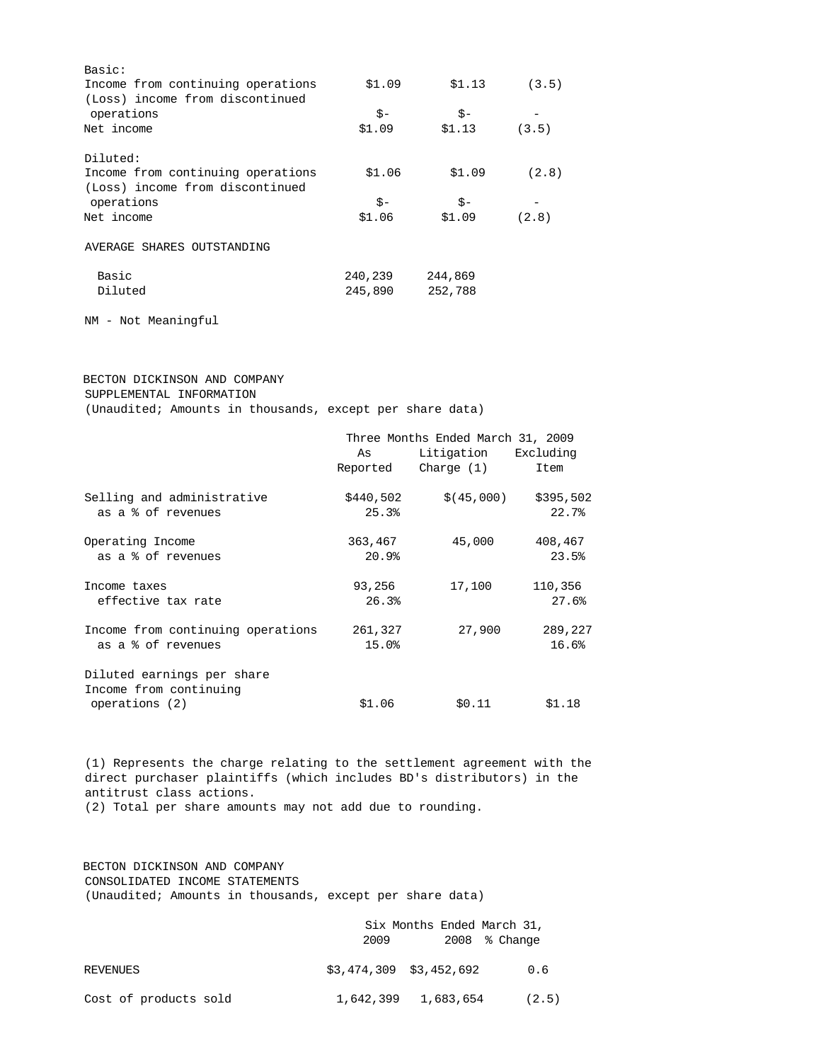| | | | |
|---|---|---|---|
| Basic: | | | |
| Income from continuing operations | $1.09 | $1.13 | (3.5) |
| (Loss) income from discontinued operations | $- | $- | - |
| Net income | $1.09 | $1.13 | (3.5) |
| Diluted: | | | |
| Income from continuing operations | $1.06 | $1.09 | (2.8) |
| (Loss) income from discontinued operations | $- | $- | - |
| Net income | $1.06 | $1.09 | (2.8) |
| AVERAGE SHARES OUTSTANDING | | | |
| Basic | 240,239 | 244,869 | |
| Diluted | 245,890 | 252,788 | |

NM - Not Meaningful

BECTON DICKINSON AND COMPANY
SUPPLEMENTAL INFORMATION
(Unaudited; Amounts in thousands, except per share data)

| | Three Months Ended March 31, 2009 | | |
|---|---|---|---|
| | As Reported | Litigation Charge (1) | Excluding Item |
| Selling and administrative | $440,502 | $(45,000) | $395,502 |
| as a % of revenues | 25.3% | | 22.7% |
| Operating Income | 363,467 | 45,000 | 408,467 |
| as a % of revenues | 20.9% | | 23.5% |
| Income taxes | 93,256 | 17,100 | 110,356 |
| effective tax rate | 26.3% | | 27.6% |
| Income from continuing operations | 261,327 | 27,900 | 289,227 |
| as a % of revenues | 15.0% | | 16.6% |
| Diluted earnings per share Income from continuing operations (2) | $1.06 | $0.11 | $1.18 |

(1) Represents the charge relating to the settlement agreement with the direct purchaser plaintiffs (which includes BD's distributors) in the antitrust class actions.
(2) Total per share amounts may not add due to rounding.

BECTON DICKINSON AND COMPANY
CONSOLIDATED INCOME STATEMENTS
(Unaudited; Amounts in thousands, except per share data)

| | Six Months Ended March 31, | | |
|---|---|---|---|
| | 2009 | 2008 | % Change |
| REVENUES | $3,474,309 | $3,452,692 | 0.6 |
| Cost of products sold | 1,642,399 | 1,683,654 | (2.5) |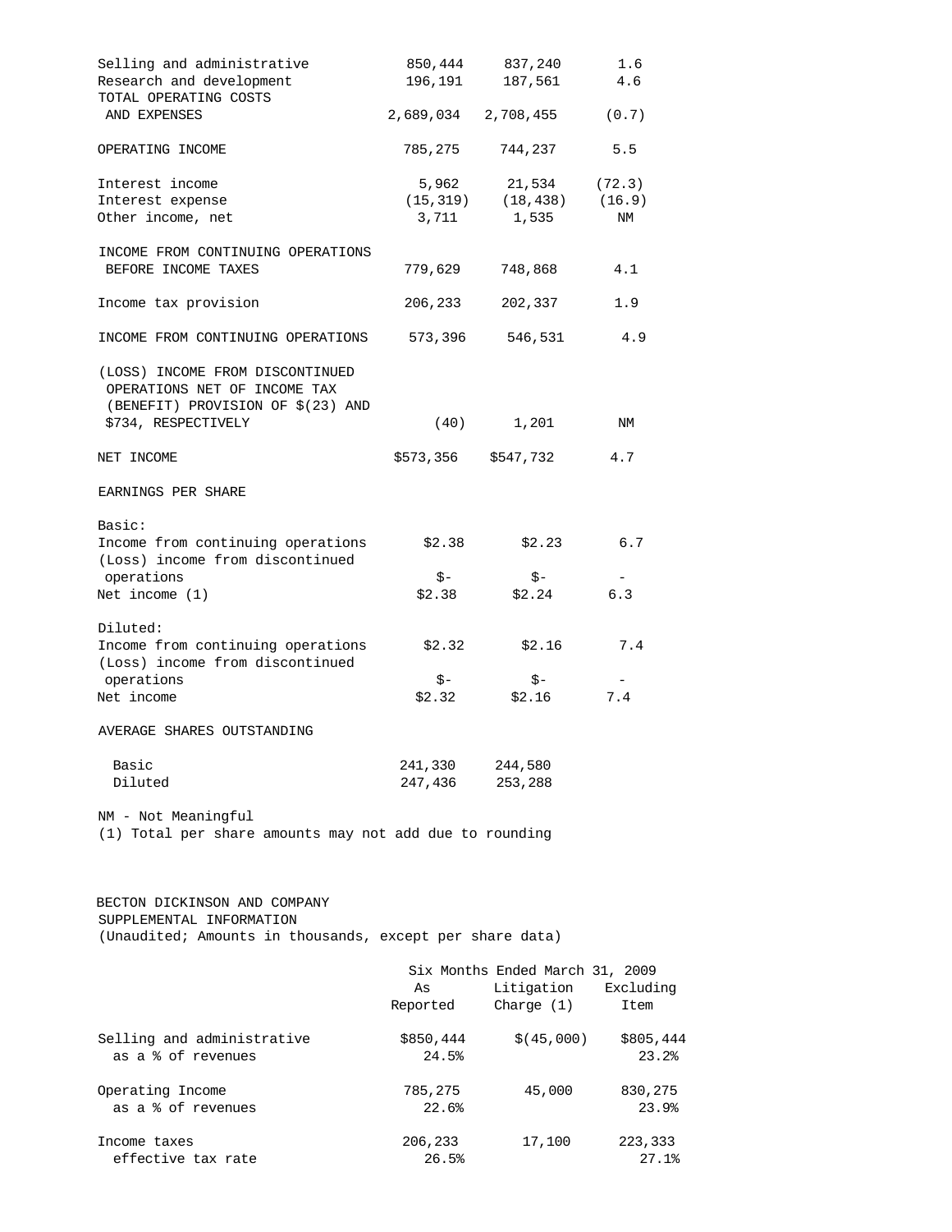| | | | |
|---|---|---|---|
| Selling and administrative | 850,444 | 837,240 | 1.6 |
| Research and development | 196,191 | 187,561 | 4.6 |
| TOTAL OPERATING COSTS AND EXPENSES | 2,689,034 | 2,708,455 | (0.7) |
| OPERATING INCOME | 785,275 | 744,237 | 5.5 |
| Interest income | 5,962 | 21,534 | (72.3) |
| Interest expense | (15,319) | (18,438) | (16.9) |
| Other income, net | 3,711 | 1,535 | NM |
| INCOME FROM CONTINUING OPERATIONS BEFORE INCOME TAXES | 779,629 | 748,868 | 4.1 |
| Income tax provision | 206,233 | 202,337 | 1.9 |
| INCOME FROM CONTINUING OPERATIONS | 573,396 | 546,531 | 4.9 |
| (LOSS) INCOME FROM DISCONTINUED OPERATIONS NET OF INCOME TAX (BENEFIT) PROVISION OF $(23) AND $734, RESPECTIVELY | (40) | 1,201 | NM |
| NET INCOME | $573,356 | $547,732 | 4.7 |
| EARNINGS PER SHARE | | | |
| Basic: | | | |
| Income from continuing operations | $2.38 | $2.23 | 6.7 |
| (Loss) income from discontinued operations | $- | $- | - |
| Net income (1) | $2.38 | $2.24 | 6.3 |
| Diluted: | | | |
| Income from continuing operations | $2.32 | $2.16 | 7.4 |
| (Loss) income from discontinued operations | $- | $- | - |
| Net income | $2.32 | $2.16 | 7.4 |
| AVERAGE SHARES OUTSTANDING | | | |
| Basic | 241,330 | 244,580 | |
| Diluted | 247,436 | 253,288 | |

NM - Not Meaningful
(1) Total per share amounts may not add due to rounding

BECTON DICKINSON AND COMPANY
SUPPLEMENTAL INFORMATION
(Unaudited; Amounts in thousands, except per share data)

| | Six Months Ended March 31, 2009 | | |
|---|---|---|---|
| | As Reported | Litigation Charge (1) | Excluding Item |
| Selling and administrative | $850,444 | $(45,000) | $805,444 |
| as a % of revenues | 24.5% | | 23.2% |
| Operating Income | 785,275 | 45,000 | 830,275 |
| as a % of revenues | 22.6% | | 23.9% |
| Income taxes | 206,233 | 17,100 | 223,333 |
| effective tax rate | 26.5% | | 27.1% |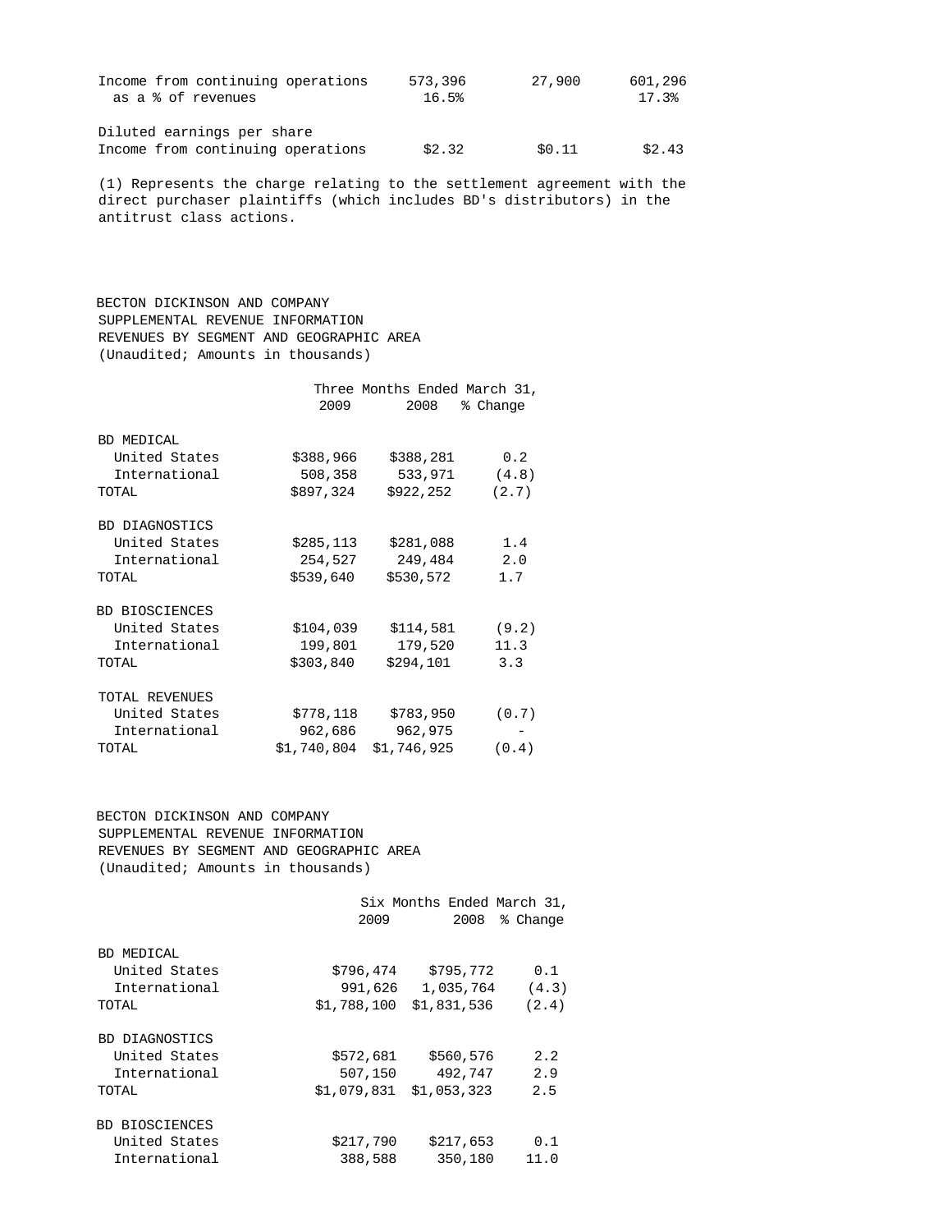| | | | |
|---|---|---|---|
| Income from continuing operations | 573,396 | 27,900 | 601,296 |
| as a % of revenues | 16.5% | | 17.3% |
| | | | |
| Diluted earnings per share | | | |
| Income from continuing operations | $2.32 | $0.11 | $2.43 |

(1) Represents the charge relating to the settlement agreement with the direct purchaser plaintiffs (which includes BD's distributors) in the antitrust class actions.

BECTON DICKINSON AND COMPANY
SUPPLEMENTAL REVENUE INFORMATION
REVENUES BY SEGMENT AND GEOGRAPHIC AREA
(Unaudited; Amounts in thousands)

| | Three Months Ended March 31, | | |
|---|---|---|---|
| | 2009 | 2008 | % Change |
| BD MEDICAL | | | |
| United States | $388,966 | $388,281 | 0.2 |
| International | 508,358 | 533,971 | (4.8) |
| TOTAL | $897,324 | $922,252 | (2.7) |
| BD DIAGNOSTICS | | | |
| United States | $285,113 | $281,088 | 1.4 |
| International | 254,527 | 249,484 | 2.0 |
| TOTAL | $539,640 | $530,572 | 1.7 |
| BD BIOSCIENCES | | | |
| United States | $104,039 | $114,581 | (9.2) |
| International | 199,801 | 179,520 | 11.3 |
| TOTAL | $303,840 | $294,101 | 3.3 |
| TOTAL REVENUES | | | |
| United States | $778,118 | $783,950 | (0.7) |
| International | 962,686 | 962,975 | - |
| TOTAL | $1,740,804 | $1,746,925 | (0.4) |

BECTON DICKINSON AND COMPANY
SUPPLEMENTAL REVENUE INFORMATION
REVENUES BY SEGMENT AND GEOGRAPHIC AREA
(Unaudited; Amounts in thousands)

| | Six Months Ended March 31, | | |
|---|---|---|---|
| | 2009 | 2008 | % Change |
| BD MEDICAL | | | |
| United States | $796,474 | $795,772 | 0.1 |
| International | 991,626 | 1,035,764 | (4.3) |
| TOTAL | $1,788,100 | $1,831,536 | (2.4) |
| BD DIAGNOSTICS | | | |
| United States | $572,681 | $560,576 | 2.2 |
| International | 507,150 | 492,747 | 2.9 |
| TOTAL | $1,079,831 | $1,053,323 | 2.5 |
| BD BIOSCIENCES | | | |
| United States | $217,790 | $217,653 | 0.1 |
| International | 388,588 | 350,180 | 11.0 |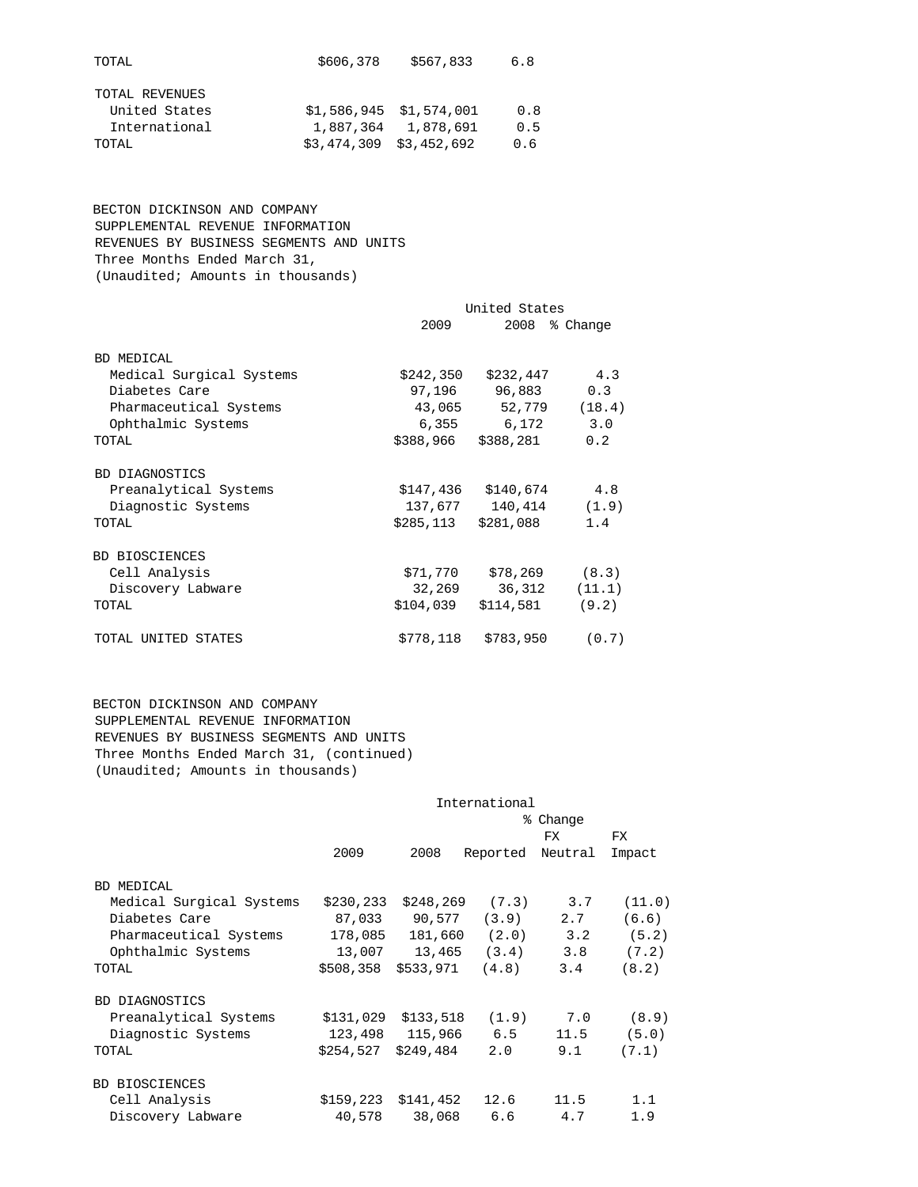| | | | |
|---|---|---|---|
| TOTAL | $606,378 | $567,833 | 6.8 |
| | | | |
| TOTAL REVENUES | | | |
| United States | $1,586,945 | $1,574,001 | 0.8 |
| International | 1,887,364 | 1,878,691 | 0.5 |
| TOTAL | $3,474,309 | $3,452,692 | 0.6 |

BECTON DICKINSON AND COMPANY
SUPPLEMENTAL REVENUE INFORMATION
REVENUES BY BUSINESS SEGMENTS AND UNITS
Three Months Ended March 31,
(Unaudited; Amounts in thousands)

| | United States | | |
|---|---|---|---|
| | 2009 | 2008 | % Change |
| BD MEDICAL | | | |
| Medical Surgical Systems | $242,350 | $232,447 | 4.3 |
| Diabetes Care | 97,196 | 96,883 | 0.3 |
| Pharmaceutical Systems | 43,065 | 52,779 | (18.4) |
| Ophthalmic Systems | 6,355 | 6,172 | 3.0 |
| TOTAL | $388,966 | $388,281 | 0.2 |
| | | | |
| BD DIAGNOSTICS | | | |
| Preanalytical Systems | $147,436 | $140,674 | 4.8 |
| Diagnostic Systems | 137,677 | 140,414 | (1.9) |
| TOTAL | $285,113 | $281,088 | 1.4 |
| | | | |
| BD BIOSCIENCES | | | |
| Cell Analysis | $71,770 | $78,269 | (8.3) |
| Discovery Labware | 32,269 | 36,312 | (11.1) |
| TOTAL | $104,039 | $114,581 | (9.2) |
| | | | |
| TOTAL UNITED STATES | $778,118 | $783,950 | (0.7) |

BECTON DICKINSON AND COMPANY
SUPPLEMENTAL REVENUE INFORMATION
REVENUES BY BUSINESS SEGMENTS AND UNITS
Three Months Ended March 31, (continued)
(Unaudited; Amounts in thousands)

| | International | | | | |
|---|---|---|---|---|---|
| | | | % Change | | |
| | 2009 | 2008 | Reported | FX Neutral | FX Impact |
| BD MEDICAL | | | | | |
| Medical Surgical Systems | $230,233 | $248,269 | (7.3) | 3.7 | (11.0) |
| Diabetes Care | 87,033 | 90,577 | (3.9) | 2.7 | (6.6) |
| Pharmaceutical Systems | 178,085 | 181,660 | (2.0) | 3.2 | (5.2) |
| Ophthalmic Systems | 13,007 | 13,465 | (3.4) | 3.8 | (7.2) |
| TOTAL | $508,358 | $533,971 | (4.8) | 3.4 | (8.2) |
| | | | | | |
| BD DIAGNOSTICS | | | | | |
| Preanalytical Systems | $131,029 | $133,518 | (1.9) | 7.0 | (8.9) |
| Diagnostic Systems | 123,498 | 115,966 | 6.5 | 11.5 | (5.0) |
| TOTAL | $254,527 | $249,484 | 2.0 | 9.1 | (7.1) |
| | | | | | |
| BD BIOSCIENCES | | | | | |
| Cell Analysis | $159,223 | $141,452 | 12.6 | 11.5 | 1.1 |
| Discovery Labware | 40,578 | 38,068 | 6.6 | 4.7 | 1.9 |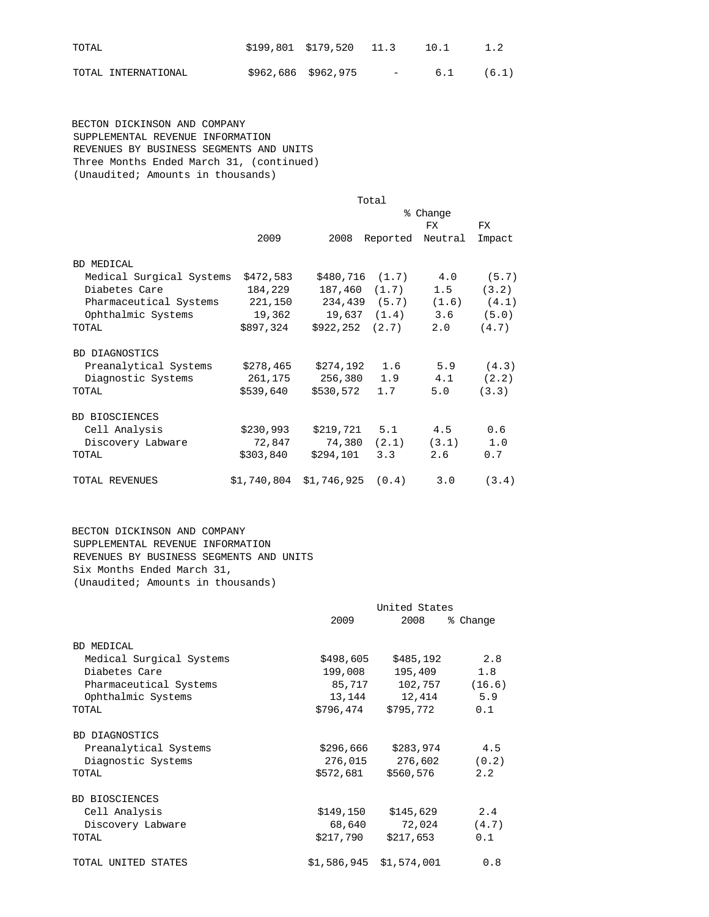| | | | | | |
|---|---|---|---|---|---|
| TOTAL | $199,801 | $179,520 | 11.3 | 10.1 | 1.2 |
| TOTAL INTERNATIONAL | $962,686 | $962,975 | - | 6.1 | (6.1) |

BECTON DICKINSON AND COMPANY
SUPPLEMENTAL REVENUE INFORMATION
REVENUES BY BUSINESS SEGMENTS AND UNITS
Three Months Ended March 31, (continued)
(Unaudited; Amounts in thousands)

| | Total | | | | |
|---|---|---|---|---|---|
| | | | % Change | | |
| | 2009 | 2008 | Reported | FX Neutral | FX Impact |
| BD MEDICAL | | | | | |
| Medical Surgical Systems | $472,583 | $480,716 | (1.7) | 4.0 | (5.7) |
| Diabetes Care | 184,229 | 187,460 | (1.7) | 1.5 | (3.2) |
| Pharmaceutical Systems | 221,150 | 234,439 | (5.7) | (1.6) | (4.1) |
| Ophthalmic Systems | 19,362 | 19,637 | (1.4) | 3.6 | (5.0) |
| TOTAL | $897,324 | $922,252 | (2.7) | 2.0 | (4.7) |
| BD DIAGNOSTICS | | | | | |
| Preanalytical Systems | $278,465 | $274,192 | 1.6 | 5.9 | (4.3) |
| Diagnostic Systems | 261,175 | 256,380 | 1.9 | 4.1 | (2.2) |
| TOTAL | $539,640 | $530,572 | 1.7 | 5.0 | (3.3) |
| BD BIOSCIENCES | | | | | |
| Cell Analysis | $230,993 | $219,721 | 5.1 | 4.5 | 0.6 |
| Discovery Labware | 72,847 | 74,380 | (2.1) | (3.1) | 1.0 |
| TOTAL | $303,840 | $294,101 | 3.3 | 2.6 | 0.7 |
| TOTAL REVENUES | $1,740,804 | $1,746,925 | (0.4) | 3.0 | (3.4) |

BECTON DICKINSON AND COMPANY
SUPPLEMENTAL REVENUE INFORMATION
REVENUES BY BUSINESS SEGMENTS AND UNITS
Six Months Ended March 31,
(Unaudited; Amounts in thousands)

| | United States | | |
|---|---|---|---|
| | 2009 | 2008 | % Change |
| BD MEDICAL | | | |
| Medical Surgical Systems | $498,605 | $485,192 | 2.8 |
| Diabetes Care | 199,008 | 195,409 | 1.8 |
| Pharmaceutical Systems | 85,717 | 102,757 | (16.6) |
| Ophthalmic Systems | 13,144 | 12,414 | 5.9 |
| TOTAL | $796,474 | $795,772 | 0.1 |
| BD DIAGNOSTICS | | | |
| Preanalytical Systems | $296,666 | $283,974 | 4.5 |
| Diagnostic Systems | 276,015 | 276,602 | (0.2) |
| TOTAL | $572,681 | $560,576 | 2.2 |
| BD BIOSCIENCES | | | |
| Cell Analysis | $149,150 | $145,629 | 2.4 |
| Discovery Labware | 68,640 | 72,024 | (4.7) |
| TOTAL | $217,790 | $217,653 | 0.1 |
| TOTAL UNITED STATES | $1,586,945 | $1,574,001 | 0.8 |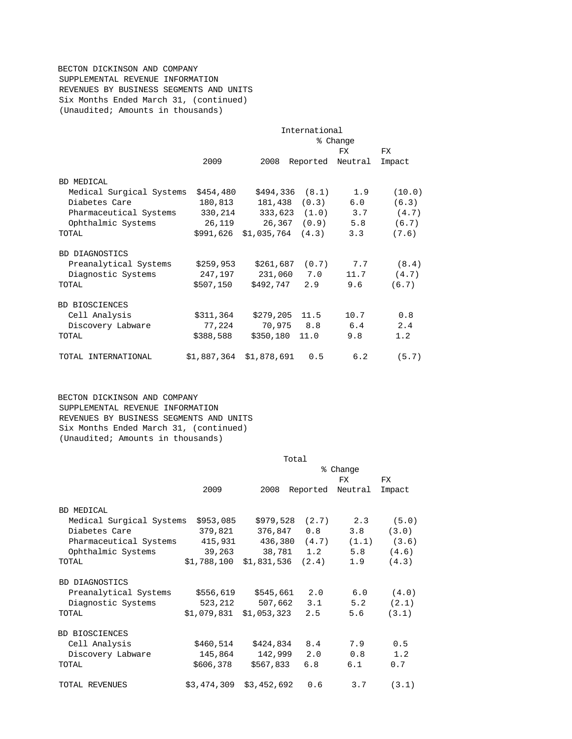BECTON DICKINSON AND COMPANY
SUPPLEMENTAL REVENUE INFORMATION
REVENUES BY BUSINESS SEGMENTS AND UNITS
Six Months Ended March 31, (continued)
(Unaudited; Amounts in thousands)

| | International | | | | |
|---|---|---|---|---|---|
| | | | % Change | | |
| | 2009 | 2008 | Reported | FX Neutral | FX Impact |
| BD MEDICAL | | | | | |
| Medical Surgical Systems | $454,480 | $494,336 | (8.1) | 1.9 | (10.0) |
| Diabetes Care | 180,813 | 181,438 | (0.3) | 6.0 | (6.3) |
| Pharmaceutical Systems | 330,214 | 333,623 | (1.0) | 3.7 | (4.7) |
| Ophthalmic Systems | 26,119 | 26,367 | (0.9) | 5.8 | (6.7) |
| TOTAL | $991,626 | $1,035,764 | (4.3) | 3.3 | (7.6) |
| BD DIAGNOSTICS | | | | | |
| Preanalytical Systems | $259,953 | $261,687 | (0.7) | 7.7 | (8.4) |
| Diagnostic Systems | 247,197 | 231,060 | 7.0 | 11.7 | (4.7) |
| TOTAL | $507,150 | $492,747 | 2.9 | 9.6 | (6.7) |
| BD BIOSCIENCES | | | | | |
| Cell Analysis | $311,364 | $279,205 | 11.5 | 10.7 | 0.8 |
| Discovery Labware | 77,224 | 70,975 | 8.8 | 6.4 | 2.4 |
| TOTAL | $388,588 | $350,180 | 11.0 | 9.8 | 1.2 |
| TOTAL INTERNATIONAL | $1,887,364 | $1,878,691 | 0.5 | 6.2 | (5.7) |

BECTON DICKINSON AND COMPANY
SUPPLEMENTAL REVENUE INFORMATION
REVENUES BY BUSINESS SEGMENTS AND UNITS
Six Months Ended March 31, (continued)
(Unaudited; Amounts in thousands)

| | Total | | | | |
|---|---|---|---|---|---|
| | | | % Change | | |
| | 2009 | 2008 | Reported | FX Neutral | FX Impact |
| BD MEDICAL | | | | | |
| Medical Surgical Systems | $953,085 | $979,528 | (2.7) | 2.3 | (5.0) |
| Diabetes Care | 379,821 | 376,847 | 0.8 | 3.8 | (3.0) |
| Pharmaceutical Systems | 415,931 | 436,380 | (4.7) | (1.1) | (3.6) |
| Ophthalmic Systems | 39,263 | 38,781 | 1.2 | 5.8 | (4.6) |
| TOTAL | $1,788,100 | $1,831,536 | (2.4) | 1.9 | (4.3) |
| BD DIAGNOSTICS | | | | | |
| Preanalytical Systems | $556,619 | $545,661 | 2.0 | 6.0 | (4.0) |
| Diagnostic Systems | 523,212 | 507,662 | 3.1 | 5.2 | (2.1) |
| TOTAL | $1,079,831 | $1,053,323 | 2.5 | 5.6 | (3.1) |
| BD BIOSCIENCES | | | | | |
| Cell Analysis | $460,514 | $424,834 | 8.4 | 7.9 | 0.5 |
| Discovery Labware | 145,864 | 142,999 | 2.0 | 0.8 | 1.2 |
| TOTAL | $606,378 | $567,833 | 6.8 | 6.1 | 0.7 |
| TOTAL REVENUES | $3,474,309 | $3,452,692 | 0.6 | 3.7 | (3.1) |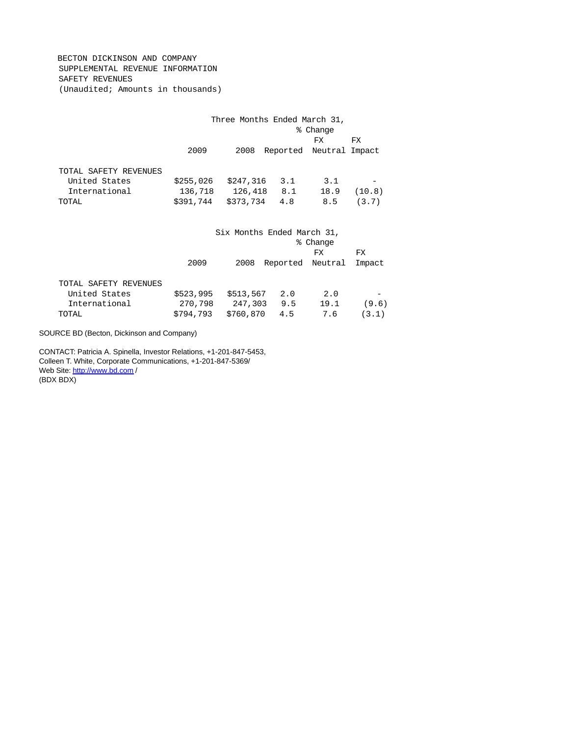BECTON DICKINSON AND COMPANY
SUPPLEMENTAL REVENUE INFORMATION
SAFETY REVENUES
(Unaudited; Amounts in thousands)

| | Three Months Ended March 31, | | | | |
|---|---|---|---|---|---|
| | | | % Change | | |
| | 2009 | 2008 | Reported | FX Neutral | FX Impact |
| TOTAL SAFETY REVENUES | | | | | |
| United States | $255,026 | $247,316 | 3.1 | 3.1 | - |
| International | 136,718 | 126,418 | 8.1 | 18.9 | (10.8) |
| TOTAL | $391,744 | $373,734 | 4.8 | 8.5 | (3.7) |

| | Six Months Ended March 31, | | | | |
|---|---|---|---|---|---|
| | | | % Change | | |
| | 2009 | 2008 | Reported | FX Neutral | FX Impact |
| TOTAL SAFETY REVENUES | | | | | |
| United States | $523,995 | $513,567 | 2.0 | 2.0 | - |
| International | 270,798 | 247,303 | 9.5 | 19.1 | (9.6) |
| TOTAL | $794,793 | $760,870 | 4.5 | 7.6 | (3.1) |

SOURCE BD (Becton, Dickinson and Company)

CONTACT: Patricia A. Spinella, Investor Relations, +1-201-847-5453,
Colleen T. White, Corporate Communications, +1-201-847-5369/
Web Site: http://www.bd.com /
(BDX BDX)